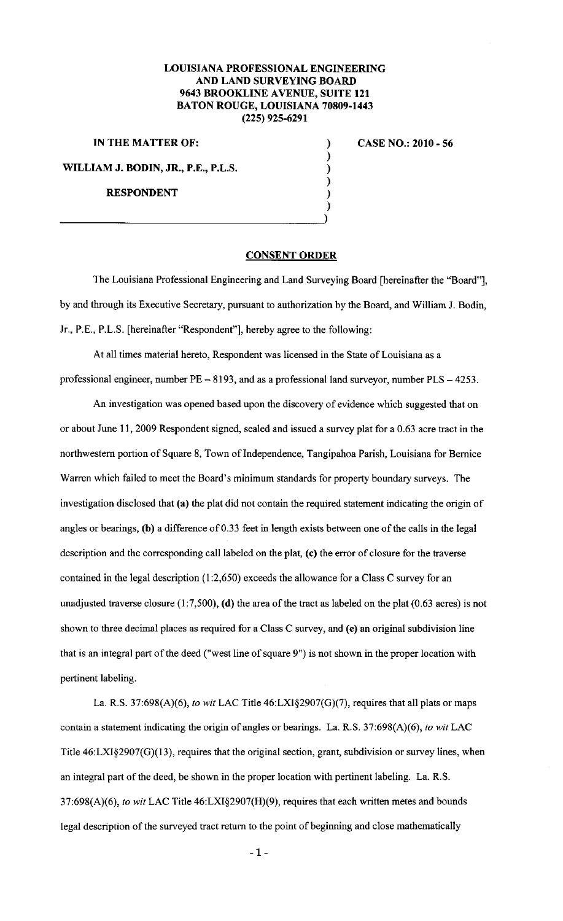**LOUISIANA PROFESSIONAL ENGINEERING AND LAND SURVEYING BOARD**
**9643 BROOKLINE AVENUE, SUITE 121**
**BATON ROUGE, LOUISIANA 70809-1443**
**(225) 925-6291**

**IN THE MATTER OF:**

**WILLIAM J. BODIN, JR., P.E., P.L.S.**

**RESPONDENT**

**CASE NO.: 2010 - 56**

## CONSENT ORDER

The Louisiana Professional Engineering and Land Surveying Board [hereinafter the "Board"], by and through its Executive Secretary, pursuant to authorization by the Board, and William J. Bodin, Jr., P.E., P.L.S. [hereinafter "Respondent"], hereby agree to the following:

At all times material hereto, Respondent was licensed in the State of Louisiana as a professional engineer, number PE – 8193, and as a professional land surveyor, number PLS – 4253.

An investigation was opened based upon the discovery of evidence which suggested that on or about June 11, 2009 Respondent signed, sealed and issued a survey plat for a 0.63 acre tract in the northwestern portion of Square 8, Town of Independence, Tangipahoa Parish, Louisiana for Bernice Warren which failed to meet the Board's minimum standards for property boundary surveys. The investigation disclosed that **(a)** the plat did not contain the required statement indicating the origin of angles or bearings, **(b)** a difference of 0.33 feet in length exists between one of the calls in the legal description and the corresponding call labeled on the plat, **(c)** the error of closure for the traverse contained in the legal description (1:2,650) exceeds the allowance for a Class C survey for an unadjusted traverse closure (1:7,500), **(d)** the area of the tract as labeled on the plat (0.63 acres) is not shown to three decimal places as required for a Class C survey, and **(e)** an original subdivision line that is an integral part of the deed ("west line of square 9") is not shown in the proper location with pertinent labeling.

La. R.S. 37:698(A)(6), *to wit* LAC Title 46:LXI§2907(G)(7), requires that all plats or maps contain a statement indicating the origin of angles or bearings. La. R.S. 37:698(A)(6), *to wit* LAC Title 46:LXI§2907(G)(13), requires that the original section, grant, subdivision or survey lines, when an integral part of the deed, be shown in the proper location with pertinent labeling. La. R.S. 37:698(A)(6), *to wit* LAC Title 46:LXI§2907(H)(9), requires that each written metes and bounds legal description of the surveyed tract return to the point of beginning and close mathematically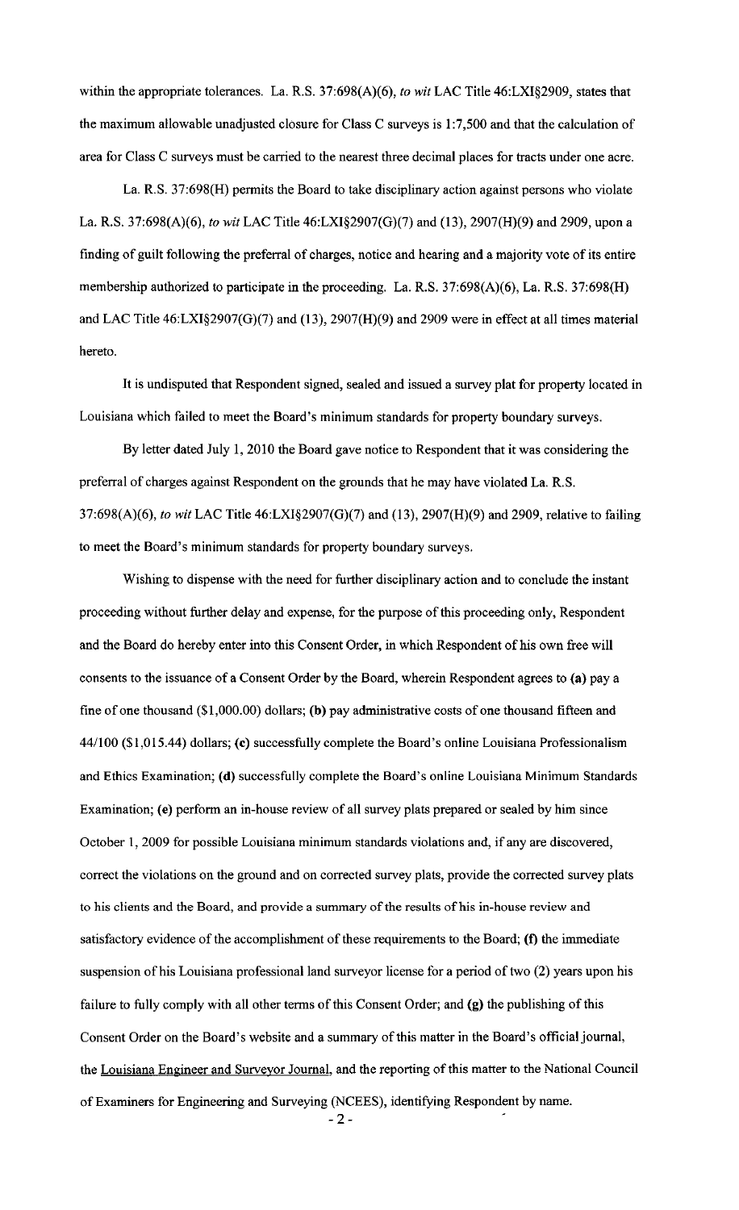within the appropriate tolerances. La. R.S. 37:698(A)(6), *to wit* LAC Title 46:LXI§2909, states that the maximum allowable unadjusted closure for Class C surveys is 1:7,500 and that the calculation of area for Class C surveys must be carried to the nearest three decimal places for tracts under one acre.

La. R.S. 37:698(H) permits the Board to take disciplinary action against persons who violate La. R.S. 37:698(A)(6), *to wit* LAC Title 46:LXI§2907(G)(7) and (13), 2907(H)(9) and 2909, upon a finding of guilt following the preferral of charges, notice and hearing and a majority vote of its entire membership authorized to participate in the proceeding. La. R.S. 37:698(A)(6), La. R.S. 37:698(H) and LAC Title 46:LXI§2907(G)(7) and (13), 2907(H)(9) and 2909 were in effect at all times material hereto.

It is undisputed that Respondent signed, sealed and issued a survey plat for property located in Louisiana which failed to meet the Board's minimum standards for property boundary surveys.

By letter dated July 1, 2010 the Board gave notice to Respondent that it was considering the preferral of charges against Respondent on the grounds that he may have violated La. R.S. 37:698(A)(6), *to wit* LAC Title 46:LXI§2907(G)(7) and (13), 2907(H)(9) and 2909, relative to failing to meet the Board's minimum standards for property boundary surveys.

Wishing to dispense with the need for further disciplinary action and to conclude the instant proceeding without further delay and expense, for the purpose of this proceeding only, Respondent and the Board do hereby enter into this Consent Order, in which Respondent of his own free will consents to the issuance of a Consent Order by the Board, wherein Respondent agrees to **(a)** pay a fine of one thousand ($1,000.00) dollars; **(b)** pay administrative costs of one thousand fifteen and 44/100 ($1,015.44) dollars; **(c)** successfully complete the Board's online Louisiana Professionalism and Ethics Examination; **(d)** successfully complete the Board's online Louisiana Minimum Standards Examination; **(e)** perform an in-house review of all survey plats prepared or sealed by him since October 1, 2009 for possible Louisiana minimum standards violations and, if any are discovered, correct the violations on the ground and on corrected survey plats, provide the corrected survey plats to his clients and the Board, and provide a summary of the results of his in-house review and satisfactory evidence of the accomplishment of these requirements to the Board; **(f)** the immediate suspension of his Louisiana professional land surveyor license for a period of two (2) years upon his failure to fully comply with all other terms of this Consent Order; and **(g)** the publishing of this Consent Order on the Board's website and a summary of this matter in the Board's official journal, the Louisiana Engineer and Surveyor Journal, and the reporting of this matter to the National Council of Examiners for Engineering and Surveying (NCEES), identifying Respondent by name.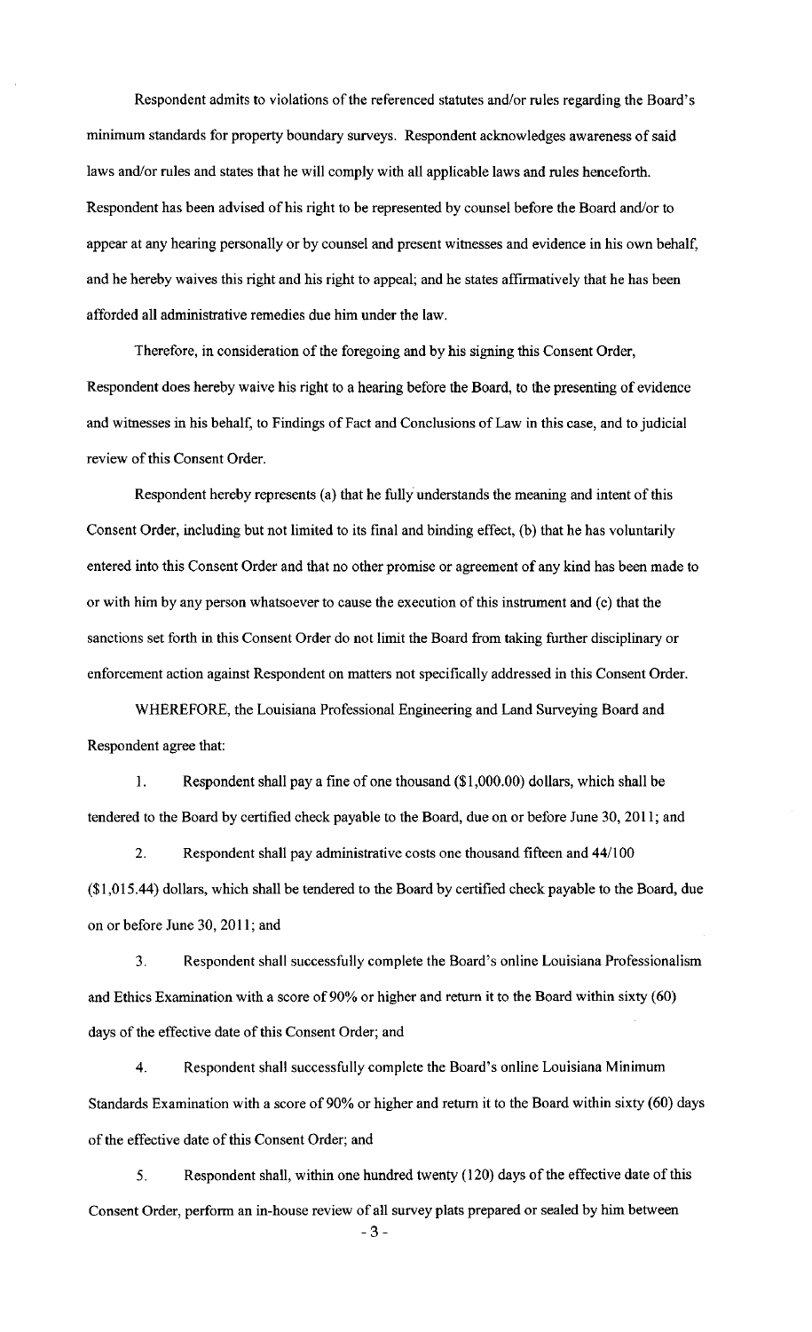Respondent admits to violations of the referenced statutes and/or rules regarding the Board's minimum standards for property boundary surveys. Respondent acknowledges awareness of said laws and/or rules and states that he will comply with all applicable laws and rules henceforth. Respondent has been advised of his right to be represented by counsel before the Board and/or to appear at any hearing personally or by counsel and present witnesses and evidence in his own behalf, and he hereby waives this right and his right to appeal; and he states affirmatively that he has been afforded all administrative remedies due him under the law.

Therefore, in consideration of the foregoing and by his signing this Consent Order, Respondent does hereby waive his right to a hearing before the Board, to the presenting of evidence and witnesses in his behalf, to Findings of Fact and Conclusions of Law in this case, and to judicial review of this Consent Order.

Respondent hereby represents (a) that he fully understands the meaning and intent of this Consent Order, including but not limited to its final and binding effect, (b) that he has voluntarily entered into this Consent Order and that no other promise or agreement of any kind has been made to or with him by any person whatsoever to cause the execution of this instrument and (c) that the sanctions set forth in this Consent Order do not limit the Board from taking further disciplinary or enforcement action against Respondent on matters not specifically addressed in this Consent Order.

WHEREFORE, the Louisiana Professional Engineering and Land Surveying Board and Respondent agree that:

1. Respondent shall pay a fine of one thousand ($1,000.00) dollars, which shall be tendered to the Board by certified check payable to the Board, due on or before June 30, 2011; and

2. Respondent shall pay administrative costs one thousand fifteen and 44/100 ($1,015.44) dollars, which shall be tendered to the Board by certified check payable to the Board, due on or before June 30, 2011; and

3. Respondent shall successfully complete the Board's online Louisiana Professionalism and Ethics Examination with a score of 90% or higher and return it to the Board within sixty (60) days of the effective date of this Consent Order; and

4. Respondent shall successfully complete the Board's online Louisiana Minimum Standards Examination with a score of 90% or higher and return it to the Board within sixty (60) days of the effective date of this Consent Order; and

5. Respondent shall, within one hundred twenty (120) days of the effective date of this Consent Order, perform an in-house review of all survey plats prepared or sealed by him between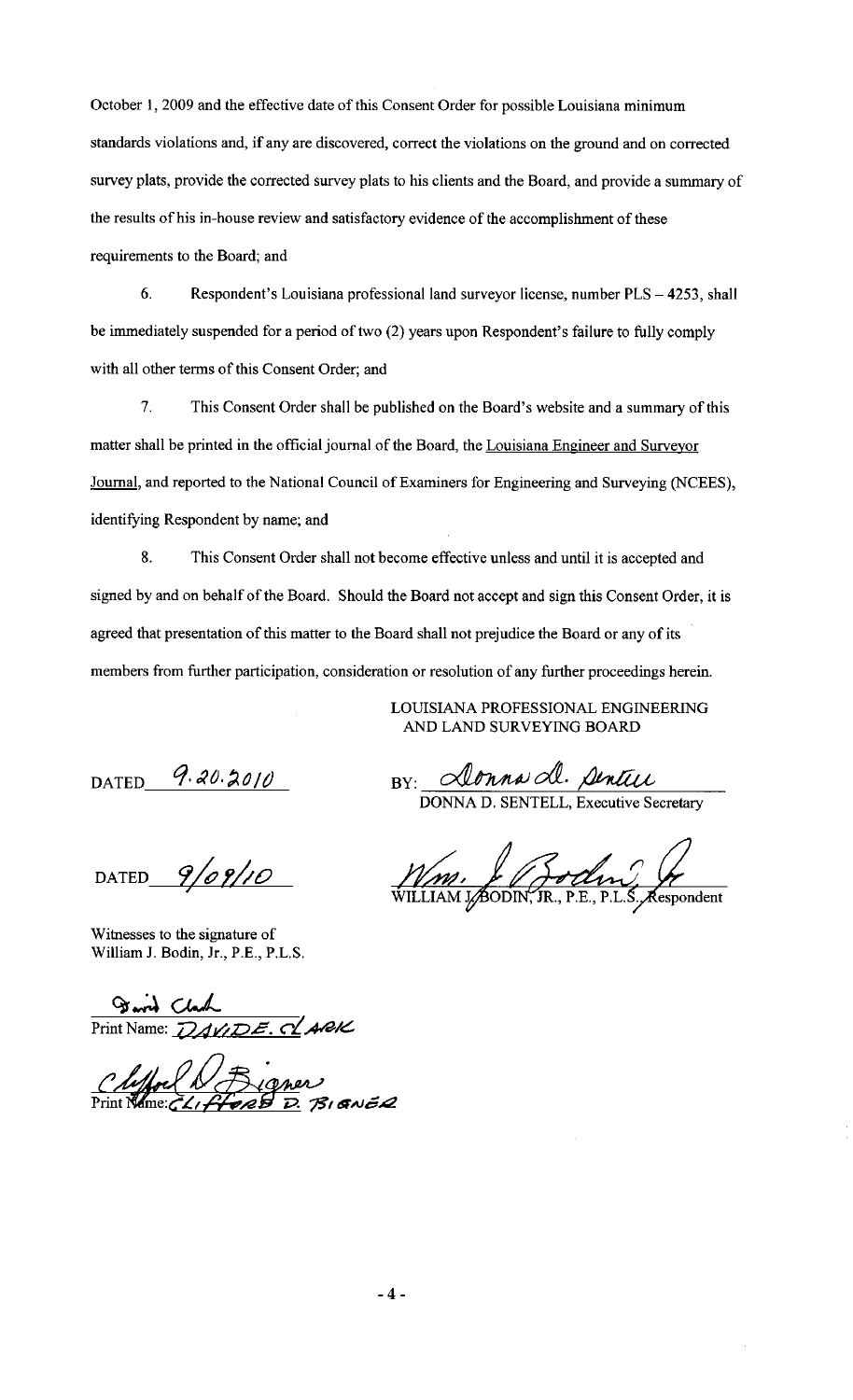October 1, 2009 and the effective date of this Consent Order for possible Louisiana minimum standards violations and, if any are discovered, correct the violations on the ground and on corrected survey plats, provide the corrected survey plats to his clients and the Board, and provide a summary of the results of his in-house review and satisfactory evidence of the accomplishment of these requirements to the Board; and

6. Respondent's Louisiana professional land surveyor license, number PLS – 4253, shall be immediately suspended for a period of two (2) years upon Respondent's failure to fully comply with all other terms of this Consent Order; and

7. This Consent Order shall be published on the Board's website and a summary of this matter shall be printed in the official journal of the Board, the Louisiana Engineer and Surveyor Journal, and reported to the National Council of Examiners for Engineering and Surveying (NCEES), identifying Respondent by name; and

8. This Consent Order shall not become effective unless and until it is accepted and signed by and on behalf of the Board. Should the Board not accept and sign this Consent Order, it is agreed that presentation of this matter to the Board shall not prejudice the Board or any of its members from further participation, consideration or resolution of any further proceedings herein.

LOUISIANA PROFESSIONAL ENGINEERING AND LAND SURVEYING BOARD

DATED 9.20.2010

BY: Donna D. Sentell

DONNA D. SENTELL, Executive Secretary

DATED 9/09/10

Wm. J. Bodin, Jr.

WILLIAM J. BODIN, JR., P.E., P.L.S., Respondent

Witnesses to the signature of William J. Bodin, Jr., P.E., P.L.S.

David Clark

Print Name: DAVIDE. CLARK

Clifford D. Bigner

Print Name: CLIFFORD D. BIGNER